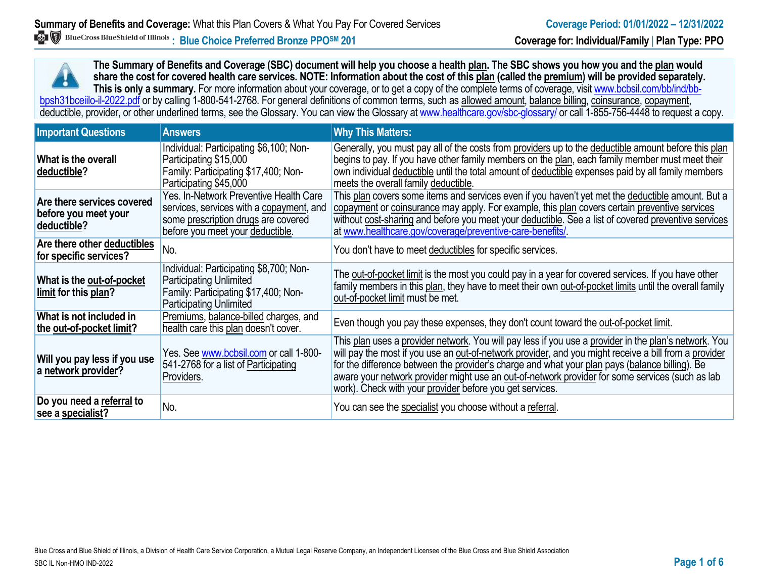**Summary of Benefits and Coverage:** What this Plan Covers & What You Pay For Covered Services

**Coverage Period: 01/01/2022 – 12/31/2022**

BlueCross BlueShield of Illinois **: Blue Choice Preferred Bronze PPO[SM] 201**

**Coverage for: Individual/Family | Plan Type: PPO**

**The Summary of Benefits and Coverage (SBC) document will help you choose a health plan. The SBC shows you how you and the plan would share the cost for covered health care services. NOTE: Information about the cost of this plan (called the premium) will be provided separately. This is only a summary.** For more information about your coverage, or to get a copy of the complete terms of coverage, visit www.bcbsil.com/bb/ind/bb-bpsh31bceiilo-il-2022.pdf or by calling 1-800-541-2768. For general definitions of common terms, such as allowed amount, balance billing, coinsurance, copayment, deductible, provider, or other underlined terms, see the Glossary. You can view the Glossary at www.healthcare.gov/sbc-glossary/ or call 1-855-756-4448 to request a copy.

| Important Questions | Answers | Why This Matters: |
|---|---|---|
| **What is the overall deductible?** | Individual: Participating $6,100; Non-Participating $15,000<br>Family: Participating $17,400; Non-Participating $45,000 | Generally, you must pay all of the costs from providers up to the deductible amount before this plan begins to pay. If you have other family members on the plan, each family member must meet their own individual deductible until the total amount of deductible expenses paid by all family members meets the overall family deductible. |
| **Are there services covered before you meet your deductible?** | Yes. In-Network Preventive Health Care services, services with a copayment, and some prescription drugs are covered before you meet your deductible. | This plan covers some items and services even if you haven't yet met the deductible amount. But a copayment or coinsurance may apply. For example, this plan covers certain preventive services without cost-sharing and before you meet your deductible. See a list of covered preventive services at www.healthcare.gov/coverage/preventive-care-benefits/. |
| **Are there other deductibles for specific services?** | No. | You don't have to meet deductibles for specific services. |
| **What is the out-of-pocket limit for this plan?** | Individual: Participating $8,700; Non-Participating Unlimited<br>Family: Participating $17,400; Non-Participating Unlimited | The out-of-pocket limit is the most you could pay in a year for covered services. If you have other family members in this plan, they have to meet their own out-of-pocket limits until the overall family out-of-pocket limit must be met. |
| **What is not included in the out-of-pocket limit?** | Premiums, balance-billed charges, and health care this plan doesn't cover. | Even though you pay these expenses, they don't count toward the out-of-pocket limit. |
| **Will you pay less if you use a network provider?** | Yes. See www.bcbsil.com or call 1-800-541-2768 for a list of Participating Providers. | This plan uses a provider network. You will pay less if you use a provider in the plan's network. You will pay the most if you use an out-of-network provider, and you might receive a bill from a provider for the difference between the provider's charge and what your plan pays (balance billing). Be aware your network provider might use an out-of-network provider for some services (such as lab work). Check with your provider before you get services. |
| **Do you need a referral to see a specialist?** | No. | You can see the specialist you choose without a referral. |

Blue Cross and Blue Shield of Illinois, a Division of Health Care Service Corporation, a Mutual Legal Reserve Company, an Independent Licensee of the Blue Cross and Blue Shield Association

SBC IL Non-HMO IND-2022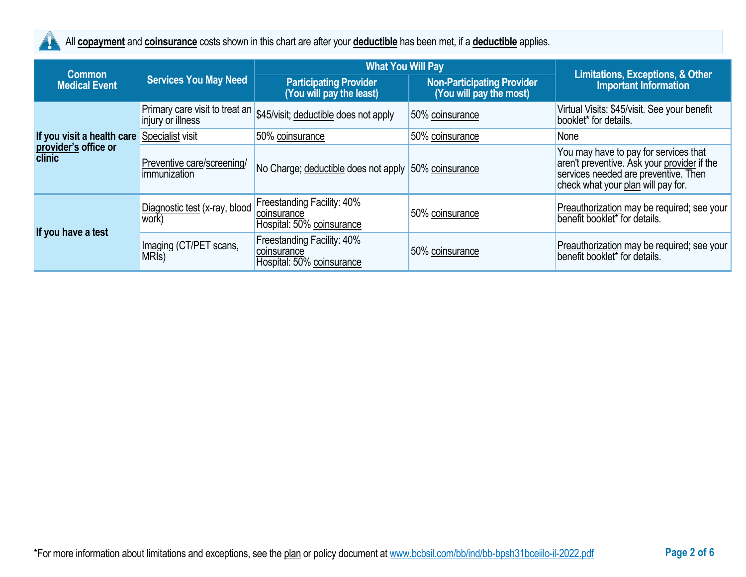All **copayment** and **coinsurance** costs shown in this chart are after your **deductible** has been met, if a **deductible** applies.

| Common Medical Event | Services You May Need | What You Will Pay | | Limitations, Exceptions, & Other Important Information |
|---|---|---|---|---|
| | | Participating Provider (You will pay the least) | Non-Participating Provider (You will pay the most) | |
| **If you visit a health care provider's office or clinic** | Primary care visit to treat an injury or illness | $45/visit; deductible does not apply | 50% coinsurance | Virtual Visits: $45/visit. See your benefit booklet* for details. |
| | Specialist visit | 50% coinsurance | 50% coinsurance | None |
| | Preventive care/screening/ immunization | No Charge; deductible does not apply | 50% coinsurance | You may have to pay for services that aren't preventive. Ask your provider if the services needed are preventive. Then check what your plan will pay for. |
| **If you have a test** | Diagnostic test (x-ray, blood work) | Freestanding Facility: 40% coinsurance<br>Hospital: 50% coinsurance | 50% coinsurance | Preauthorization may be required; see your benefit booklet* for details. |
| | Imaging (CT/PET scans, MRIs) | Freestanding Facility: 40% coinsurance<br>Hospital: 50% coinsurance | 50% coinsurance | Preauthorization may be required; see your benefit booklet* for details. |

*For more information about limitations and exceptions, see the plan or policy document at www.bcbsil.com/bb/ind/bb-bpsh31bceiilo-il-2022.pdf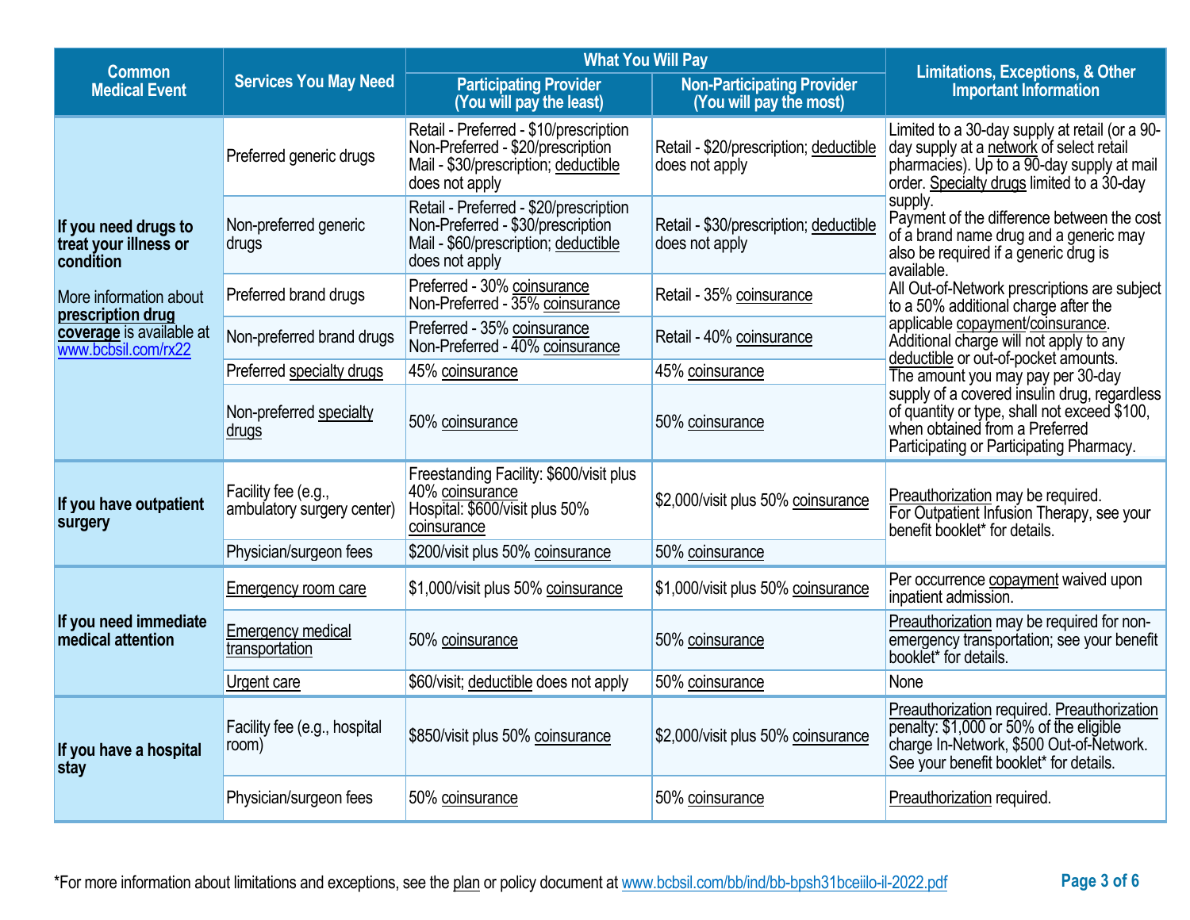| Common Medical Event | Services You May Need | What You Will Pay | | Limitations, Exceptions, & Other Important Information |
|---|---|---|---|---|
| | | Participating Provider (You will pay the least) | Non-Participating Provider (You will pay the most) | |
| **If you need drugs to treat your illness or condition**<br><br>More information about **prescription drug coverage** is available at www.bcbsil.com/rx22 | Preferred generic drugs | Retail - Preferred - $10/prescription<br>Non-Preferred - $20/prescription<br>Mail - $30/prescription; deductible does not apply | Retail - $20/prescription; deductible does not apply | Limited to a 30-day supply at retail (or a 90-day supply at a network of select retail pharmacies). Up to a 90-day supply at mail order. Specialty drugs limited to a 30-day supply.<br>Payment of the difference between the cost of a brand name drug and a generic may also be required if a generic drug is available.<br>All Out-of-Network prescriptions are subject to a 50% additional charge after the applicable copayment/coinsurance. Additional charge will not apply to any deductible or out-of-pocket amounts.<br>The amount you may pay per 30-day supply of a covered insulin drug, regardless of quantity or type, shall not exceed $100, when obtained from a Preferred Participating or Participating Pharmacy. |
| | Non-preferred generic drugs | Retail - Preferred - $20/prescription<br>Non-Preferred - $30/prescription<br>Mail - $60/prescription; deductible does not apply | Retail - $30/prescription; deductible does not apply | |
| | Preferred brand drugs | Preferred - 30% coinsurance<br>Non-Preferred - 35% coinsurance | Retail - 35% coinsurance | |
| | Non-preferred brand drugs | Preferred - 35% coinsurance<br>Non-Preferred - 40% coinsurance | Retail - 40% coinsurance | |
| | Preferred specialty drugs | 45% coinsurance | 45% coinsurance | |
| | Non-preferred specialty drugs | 50% coinsurance | 50% coinsurance | |
| **If you have outpatient surgery** | Facility fee (e.g., ambulatory surgery center) | Freestanding Facility: $600/visit plus 40% coinsurance<br>Hospital: $600/visit plus 50% coinsurance | $2,000/visit plus 50% coinsurance | Preauthorization may be required.<br>For Outpatient Infusion Therapy, see your benefit booklet* for details. |
| | Physician/surgeon fees | $200/visit plus 50% coinsurance | 50% coinsurance | |
| **If you need immediate medical attention** | Emergency room care | $1,000/visit plus 50% coinsurance | $1,000/visit plus 50% coinsurance | Per occurrence copayment waived upon inpatient admission. |
| | Emergency medical transportation | 50% coinsurance | 50% coinsurance | Preauthorization may be required for non-emergency transportation; see your benefit booklet* for details. |
| | Urgent care | $60/visit; deductible does not apply | 50% coinsurance | None |
| **If you have a hospital stay** | Facility fee (e.g., hospital room) | $850/visit plus 50% coinsurance | $2,000/visit plus 50% coinsurance | Preauthorization required. Preauthorization penalty: $1,000 or 50% of the eligible charge In-Network, $500 Out-of-Network. See your benefit booklet* for details. |
| | Physician/surgeon fees | 50% coinsurance | 50% coinsurance | Preauthorization required. |

*For more information about limitations and exceptions, see the plan or policy document at www.bcbsil.com/bb/ind/bb-bpsh31bceiilo-il-2022.pdf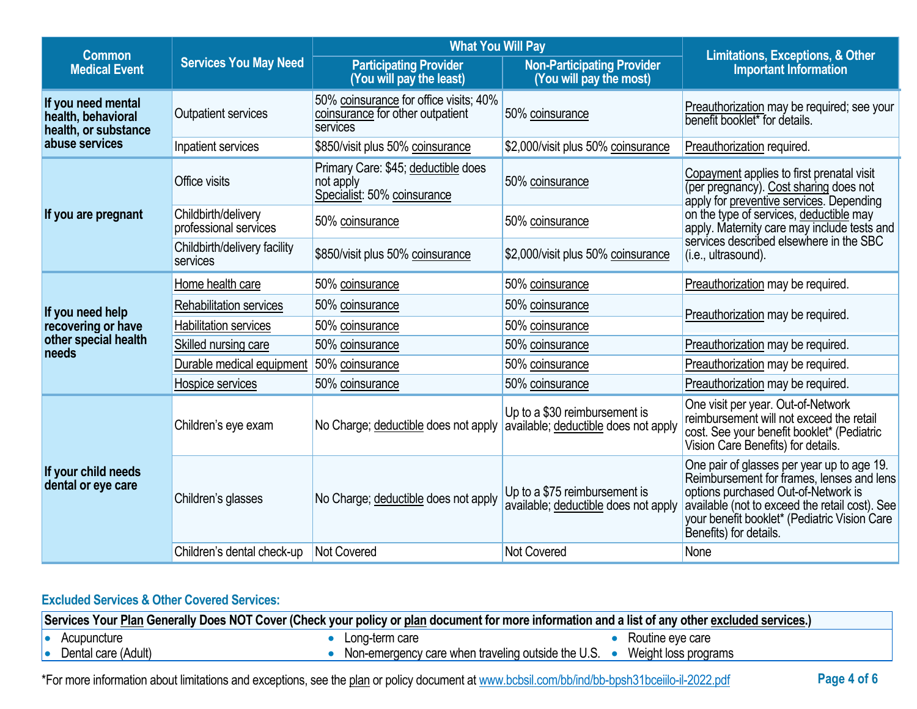| Common Medical Event | Services You May Need | What You Will Pay | | Limitations, Exceptions, & Other Important Information |
|---|---|---|---|---|
| | | Participating Provider (You will pay the least) | Non-Participating Provider (You will pay the most) | |
| If you need mental health, behavioral health, or substance abuse services | Outpatient services | 50% coinsurance for office visits; 40% coinsurance for other outpatient services | 50% coinsurance | Preauthorization may be required; see your benefit booklet* for details. |
| | Inpatient services | $850/visit plus 50% coinsurance | $2,000/visit plus 50% coinsurance | Preauthorization required. |
| If you are pregnant | Office visits | Primary Care: $45; deductible does not apply<br>Specialist: 50% coinsurance | 50% coinsurance | Copayment applies to first prenatal visit (per pregnancy). Cost sharing does not apply for preventive services. Depending on the type of services, deductible may apply. Maternity care may include tests and services described elsewhere in the SBC (i.e., ultrasound). |
| | Childbirth/delivery professional services | 50% coinsurance | 50% coinsurance | |
| | Childbirth/delivery facility services | $850/visit plus 50% coinsurance | $2,000/visit plus 50% coinsurance | |
| If you need help recovering or have other special health needs | Home health care | 50% coinsurance | 50% coinsurance | Preauthorization may be required. |
| | Rehabilitation services | 50% coinsurance | 50% coinsurance | Preauthorization may be required. |
| | Habilitation services | 50% coinsurance | 50% coinsurance | |
| | Skilled nursing care | 50% coinsurance | 50% coinsurance | Preauthorization may be required. |
| | Durable medical equipment | 50% coinsurance | 50% coinsurance | Preauthorization may be required. |
| | Hospice services | 50% coinsurance | 50% coinsurance | Preauthorization may be required. |
| If your child needs dental or eye care | Children's eye exam | No Charge; deductible does not apply | Up to a $30 reimbursement is available; deductible does not apply | One visit per year. Out-of-Network reimbursement will not exceed the retail cost. See your benefit booklet* (Pediatric Vision Care Benefits) for details. |
| | Children's glasses | No Charge; deductible does not apply | Up to a $75 reimbursement is available; deductible does not apply | One pair of glasses per year up to age 19. Reimbursement for frames, lenses and lens options purchased Out-of-Network is available (not to exceed the retail cost). See your benefit booklet* (Pediatric Vision Care Benefits) for details. |
| | Children's dental check-up | Not Covered | Not Covered | None |

## Excluded Services & Other Covered Services:

| Services Your Plan Generally Does NOT Cover (Check your policy or plan document for more information and a list of any other excluded services.) | | |
|---|---|---|
| • Acupuncture<br>• Dental care (Adult) | • Long-term care<br>• Non-emergency care when traveling outside the U.S. | • Routine eye care<br>• Weight loss programs |

*For more information about limitations and exceptions, see the plan or policy document at www.bcbsil.com/bb/ind/bb-bpsh31bceiilo-il-2022.pdf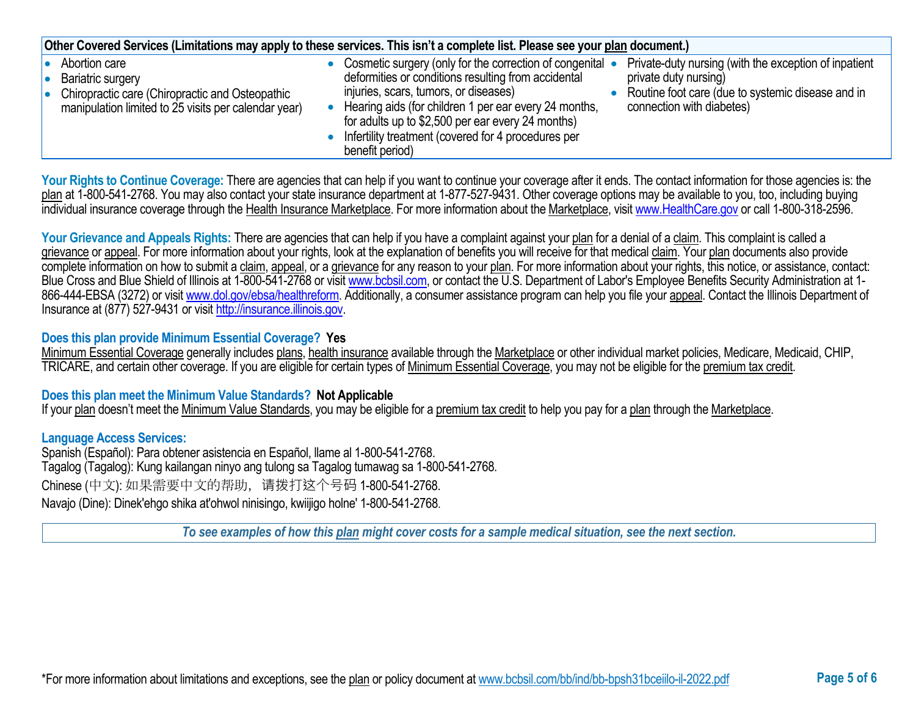| Other Covered Services (Limitations may apply to these services. This isn't a complete list. Please see your plan document.) | | |
|---|---|---|
| • Abortion care<br>• Bariatric surgery<br>• Chiropractic care (Chiropractic and Osteopathic manipulation limited to 25 visits per calendar year) | • Cosmetic surgery (only for the correction of congenital deformities or conditions resulting from accidental injuries, scars, tumors, or diseases)<br>• Hearing aids (for children 1 per ear every 24 months, for adults up to $2,500 per ear every 24 months)<br>• Infertility treatment (covered for 4 procedures per benefit period) | • Private-duty nursing (with the exception of inpatient private duty nursing)<br>• Routine foot care (due to systemic disease and in connection with diabetes) |

**Your Rights to Continue Coverage:** There are agencies that can help if you want to continue your coverage after it ends. The contact information for those agencies is: the plan at 1-800-541-2768. You may also contact your state insurance department at 1-877-527-9431. Other coverage options may be available to you, too, including buying individual insurance coverage through the Health Insurance Marketplace. For more information about the Marketplace, visit www.HealthCare.gov or call 1-800-318-2596.

**Your Grievance and Appeals Rights:** There are agencies that can help if you have a complaint against your plan for a denial of a claim. This complaint is called a grievance or appeal. For more information about your rights, look at the explanation of benefits you will receive for that medical claim. Your plan documents also provide complete information on how to submit a claim, appeal, or a grievance for any reason to your plan. For more information about your rights, this notice, or assistance, contact: Blue Cross and Blue Shield of Illinois at 1-800-541-2768 or visit www.bcbsil.com, or contact the U.S. Department of Labor's Employee Benefits Security Administration at 1-866-444-EBSA (3272) or visit www.dol.gov/ebsa/healthreform. Additionally, a consumer assistance program can help you file your appeal. Contact the Illinois Department of Insurance at (877) 527-9431 or visit http://insurance.illinois.gov.

**Does this plan provide Minimum Essential Coverage? Yes**

Minimum Essential Coverage generally includes plans, health insurance available through the Marketplace or other individual market policies, Medicare, Medicaid, CHIP, TRICARE, and certain other coverage. If you are eligible for certain types of Minimum Essential Coverage, you may not be eligible for the premium tax credit.

**Does this plan meet the Minimum Value Standards? Not Applicable**

If your plan doesn't meet the Minimum Value Standards, you may be eligible for a premium tax credit to help you pay for a plan through the Marketplace.

**Language Access Services:**

Spanish (Español): Para obtener asistencia en Español, llame al 1-800-541-2768.
Tagalog (Tagalog): Kung kailangan ninyo ang tulong sa Tagalog tumawag sa 1-800-541-2768.
Chinese (中文): 如果需要中文的帮助，请拨打这个号码 1-800-541-2768.
Navajo (Dine): Dinek'ehgo shika at'ohwol ninisingo, kwiijigo holne' 1-800-541-2768.

*To see examples of how this plan might cover costs for a sample medical situation, see the next section.*

*For more information about limitations and exceptions, see the plan or policy document at www.bcbsil.com/bb/ind/bb-bpsh31bceiilo-il-2022.pdf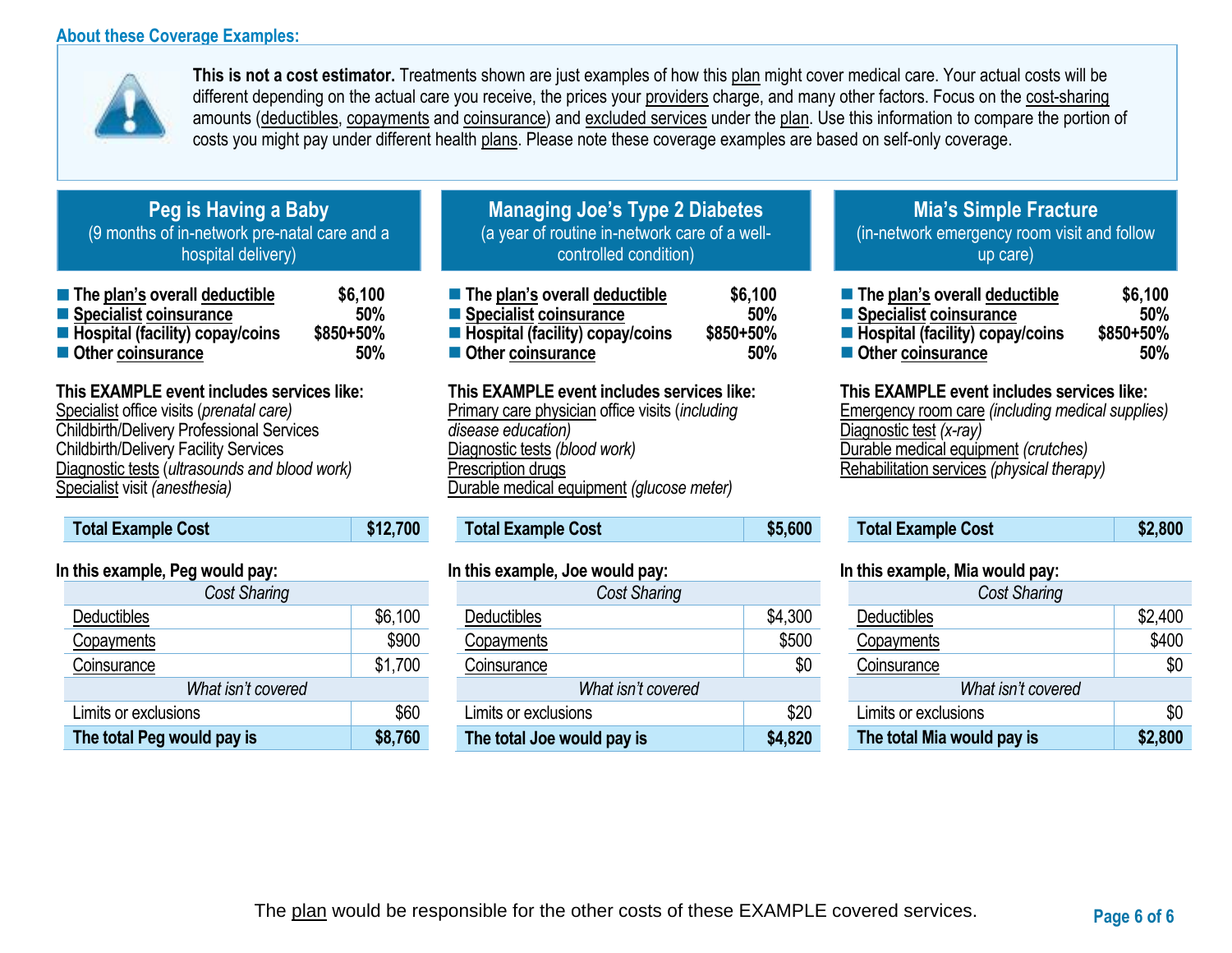## About these Coverage Examples:

**This is not a cost estimator.** Treatments shown are just examples of how this plan might cover medical care. Your actual costs will be different depending on the actual care you receive, the prices your providers charge, and many other factors. Focus on the cost-sharing amounts (deductibles, copayments and coinsurance) and excluded services under the plan. Use this information to compare the portion of costs you might pay under different health plans. Please note these coverage examples are based on self-only coverage.

### Peg is Having a Baby
(9 months of in-network pre-natal care and a hospital delivery)

- **The plan's overall deductible** **$6,100**
- **Specialist coinsurance** **50%**
- **Hospital (facility) copay/coins** **$850+50%**
- **Other coinsurance** **50%**

**This EXAMPLE event includes services like:**
Specialist office visits (*prenatal care)*
Childbirth/Delivery Professional Services
Childbirth/Delivery Facility Services
Diagnostic tests (*ultrasounds and blood work)*
Specialist visit *(anesthesia)*

| **Total Example Cost** | **$12,700** |
|---|---|

**In this example, Peg would pay:**

| *Cost Sharing* | |
|---|---|
| Deductibles | $6,100 |
| Copayments | $900 |
| Coinsurance | $1,700 |
| *What isn't covered* | |
| Limits or exclusions | $60 |
| **The total Peg would pay is** | **$8,760** |

### Managing Joe's Type 2 Diabetes
(a year of routine in-network care of a well-controlled condition)

- **The plan's overall deductible** **$6,100**
- **Specialist coinsurance** **50%**
- **Hospital (facility) copay/coins** **$850+50%**
- **Other coinsurance** **50%**

**This EXAMPLE event includes services like:**
Primary care physician office visits (*including disease education)*
Diagnostic tests *(blood work)*
Prescription drugs
Durable medical equipment *(glucose meter)*

| **Total Example Cost** | **$5,600** |
|---|---|

**In this example, Joe would pay:**

| *Cost Sharing* | |
|---|---|
| Deductibles | $4,300 |
| Copayments | $500 |
| Coinsurance | $0 |
| *What isn't covered* | |
| Limits or exclusions | $20 |
| **The total Joe would pay is** | **$4,820** |

### Mia's Simple Fracture
(in-network emergency room visit and follow up care)

- **The plan's overall deductible** **$6,100**
- **Specialist coinsurance** **50%**
- **Hospital (facility) copay/coins** **$850+50%**
- **Other coinsurance** **50%**

**This EXAMPLE event includes services like:**
Emergency room care *(including medical supplies)*
Diagnostic test *(x-ray)*
Durable medical equipment *(crutches)*
Rehabilitation services *(physical therapy)*

| **Total Example Cost** | **$2,800** |
|---|---|

**In this example, Mia would pay:**

| *Cost Sharing* | |
|---|---|
| Deductibles | $2,400 |
| Copayments | $400 |
| Coinsurance | $0 |
| *What isn't covered* | |
| Limits or exclusions | $0 |
| **The total Mia would pay is** | **$2,800** |

The plan would be responsible for the other costs of these EXAMPLE covered services.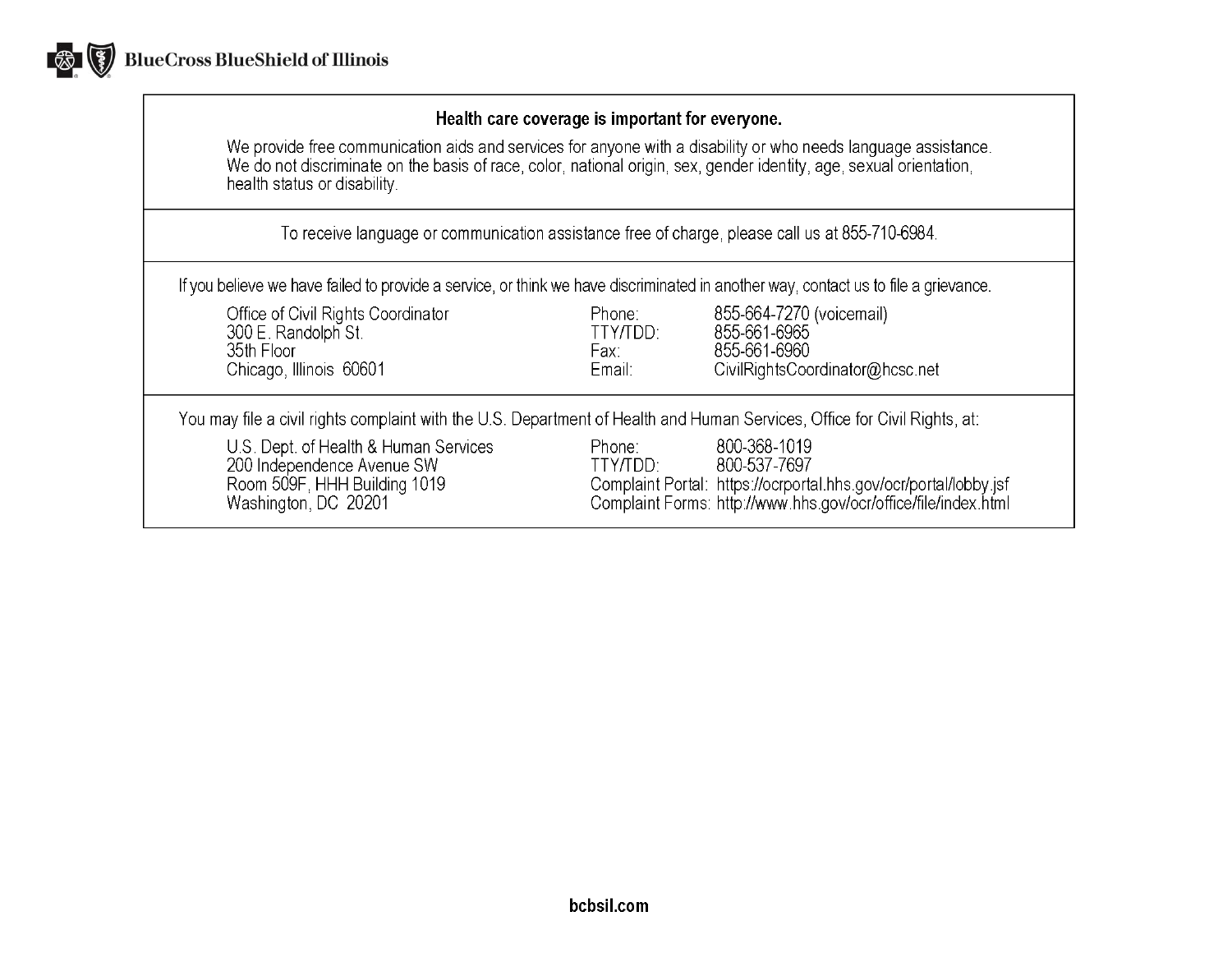BlueCross BlueShield of Illinois

## Health care coverage is important for everyone.

We provide free communication aids and services for anyone with a disability or who needs language assistance. We do not discriminate on the basis of race, color, national origin, sex, gender identity, age, sexual orientation, health status or disability.

To receive language or communication assistance free of charge, please call us at 855-710-6984.

If you believe we have failed to provide a service, or think we have discriminated in another way, contact us to file a grievance.

Office of Civil Rights Coordinator
300 E. Randolph St.
35th Floor
Chicago, Illinois 60601

Phone: 855-664-7270 (voicemail)
TTY/TDD: 855-661-6965
Fax: 855-661-6960
Email: CivilRightsCoordinator@hcsc.net

You may file a civil rights complaint with the U.S. Department of Health and Human Services, Office for Civil Rights, at:

U.S. Dept. of Health & Human Services
200 Independence Avenue SW
Room 509F, HHH Building 1019
Washington, DC 20201

Phone: 800-368-1019
TTY/TDD: 800-537-7697
Complaint Portal: https://ocrportal.hhs.gov/ocr/portal/lobby.jsf
Complaint Forms: http://www.hhs.gov/ocr/office/file/index.html

**bcbsil.com**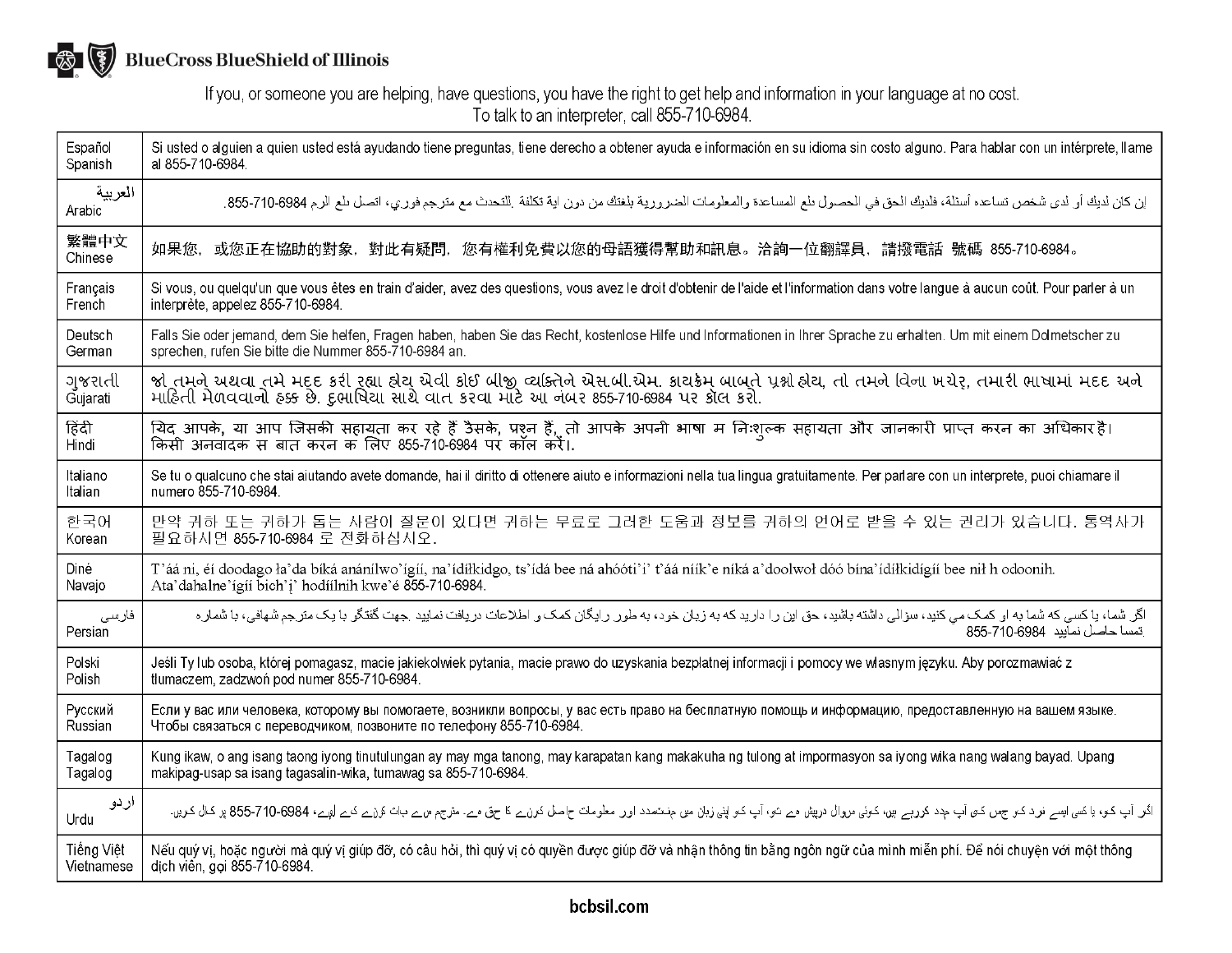BlueCross BlueShield of Illinois

If you, or someone you are helping, have questions, you have the right to get help and information in your language at no cost. To talk to an interpreter, call 855-710-6984.

| | |
|---|---|
| Español Spanish | Si usted o alguien a quien usted está ayudando tiene preguntas, tiene derecho a obtener ayuda e información en su idioma sin costo alguno. Para hablar con un intérprete, llame al 855-710-6984. |
| العربية Arabic | إن كان لديك أو لدى شخص تساعده أسئلة، فلديك الحق في الحصول على المساعدة والمعلومات الضرورية بلغتك من دون اية تكلفة .للتحدث مع مترجم فوري، اتصل على الرقم 855-710-6984. |
| 繁體中文 Chinese | 如果您，或您正在協助的對象，對此有疑問，您有權利免費以您的母語獲得幫助和訊息。洽詢一位翻譯員，請撥電話 號碼 855-710-6984。 |
| Français French | Si vous, ou quelqu'un que vous êtes en train d'aider, avez des questions, vous avez le droit d'obtenir de l'aide et l'information dans votre langue à aucun coût. Pour parler à un interprète, appelez 855-710-6984. |
| Deutsch German | Falls Sie oder jemand, dem Sie helfen, Fragen haben, haben Sie das Recht, kostenlose Hilfe und Informationen in Ihrer Sprache zu erhalten. Um mit einem Dolmetscher zu sprechen, rufen Sie bitte die Nummer 855-710-6984 an. |
| ગુજરાતી Gujarati | જો તમને અથવા તમે મદદ કરી રહ્યા હોય એવી કોઈ બીજી વ્યક્તિને એસ.બી.એમ. કાયક્રમ બાબતે પ્રશ્નો હોય, તો તમને વિના ખર્ચે, તમારી ભાષામાં મદદ અને માહિતી મેળવવાનો હક્ક છે. દુભાષિયા સાથે વાત કરવા માટે આ નંબર 855-710-6984 પર કૉલ કરો. |
| हिंदी Hindi | यदि आपके, या आप जिसकी सहायता कर रहे हैं उसके, प्रश्न हैं, तो आपके अपनी भाषा म निःशुल्क सहायता और जानकारी प्राप्त करन का अधिकार है। किसी अनवादक स बात करन क लिए 855-710-6984 पर कॉल करें। |
| Italiano Italian | Se tu o qualcuno che stai aiutando avete domande, hai il diritto di ottenere aiuto e informazioni nella tua lingua gratuitamente. Per parlare con un interprete, puoi chiamare il numero 855-710-6984. |
| 한국어 Korean | 만약 귀하 또는 귀하가 돕는 사람이 질문이 있다면 귀하는 무료로 그러한 도움과 정보를 귀하의 언어로 받을 수 있는 권리가 있습니다. 통역사가 필요하시면 855-710-6984 로 전화하십시오. |
| Diné Navajo | T'áá ni, éí doodago ła'da bíká anánílwo'ígíí, na'ídíłkidgo, ts'ídá bee ná ahóóti'i' t'áá níík'e níká a'doolwoł dóó bína'ídíłkidígíí bee nił h odoonih. Ata'dahalne'ígíí bich'į' hodíílnih kwe'é 855-710-6984. |
| فارسی Persian | اگر شما، یا کسی که شما به او کمک می کنید، سؤالی داشته باشید، حق این را دارید که به زبان خود، به طور رایگان کمک و اطلاعات دریافت نمایید. جهت گفتگو با یک مترجم شفاهی، با شماره 855-710-6984 تماس حاصل نمایید. |
| Polski Polish | Jeśli Ty lub osoba, której pomagasz, macie jakiekolwiek pytania, macie prawo do uzyskania bezpłatnej informacji i pomocy we własnym języku. Aby porozmawiać z tłumaczem, zadzwoń pod numer 855-710-6984. |
| Русский Russian | Если у вас или человека, которому вы помогаете, возникли вопросы, у вас есть право на бесплатную помощь и информацию, предоставленную на вашем языке. Чтобы связаться с переводчиком, позвоните по телефону 855-710-6984. |
| Tagalog Tagalog | Kung ikaw, o ang isang taong iyong tinutulungan ay may mga tanong, may karapatan kang makakuha ng tulong at impormasyon sa iyong wika nang walang bayad. Upang makipag-usap sa isang tagasalin-wika, tumawag sa 855-710-6984. |
| اردو Urdu | اگر آپ کو، یا کسی ایسے فرد کو جس کی آپ مدد کررہے ہیں، کوئی سوال درپیش ہے تو، آپ کو اپنی زبان میں مفت مدد اور معلومات حاصل کرنے کا حق ہے۔ مترجم سے بات کرنے کے لیے، 855-710-6984 پر کال کریں۔ |
| Tiếng Việt Vietnamese | Nếu quý vị, hoặc người mà quý vị giúp đỡ, có câu hỏi, thì quý vị có quyền được giúp đỡ và nhận thông tin bằng ngôn ngữ của mình miễn phí. Để nói chuyện với một thông dịch viên, gọi 855-710-6984. |

bcbsil.com